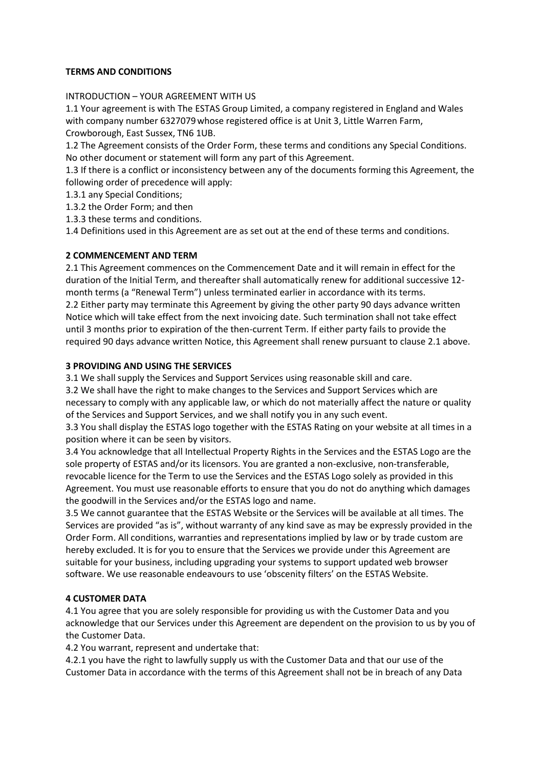**TERMS AND CONDITIONS**

INTRODUCTION – YOUR AGREEMENT WITH US

1.1 Your agreement is with The ESTAS Group Limited, a company registered in England and Wales with company number 6327079 whose registered office is at Unit 3, Little Warren Farm, Crowborough, East Sussex, TN6 1UB.

1.2 The Agreement consists of the Order Form, these terms and conditions any Special Conditions. No other document or statement will form any part of this Agreement.

1.3 If there is a conflict or inconsistency between any of the documents forming this Agreement, the following order of precedence will apply:

1.3.1 any Special Conditions;

1.3.2 the Order Form; and then

1.3.3 these terms and conditions.

1.4 Definitions used in this Agreement are as set out at the end of these terms and conditions.

**2 COMMENCEMENT AND TERM**

2.1 This Agreement commences on the Commencement Date and it will remain in effect for the duration of the Initial Term, and thereafter shall automatically renew for additional successive 12-month terms (a "Renewal Term") unless terminated earlier in accordance with its terms.

2.2 Either party may terminate this Agreement by giving the other party 90 days advance written Notice which will take effect from the next invoicing date. Such termination shall not take effect until 3 months prior to expiration of the then-current Term. If either party fails to provide the required 90 days advance written Notice, this Agreement shall renew pursuant to clause 2.1 above.

**3 PROVIDING AND USING THE SERVICES**

3.1 We shall supply the Services and Support Services using reasonable skill and care.

3.2 We shall have the right to make changes to the Services and Support Services which are necessary to comply with any applicable law, or which do not materially affect the nature or quality of the Services and Support Services, and we shall notify you in any such event.

3.3 You shall display the ESTAS logo together with the ESTAS Rating on your website at all times in a position where it can be seen by visitors.

3.4 You acknowledge that all Intellectual Property Rights in the Services and the ESTAS Logo are the sole property of ESTAS and/or its licensors. You are granted a non-exclusive, non-transferable, revocable licence for the Term to use the Services and the ESTAS Logo solely as provided in this Agreement. You must use reasonable efforts to ensure that you do not do anything which damages the goodwill in the Services and/or the ESTAS logo and name.

3.5 We cannot guarantee that the ESTAS Website or the Services will be available at all times. The Services are provided "as is", without warranty of any kind save as may be expressly provided in the Order Form. All conditions, warranties and representations implied by law or by trade custom are hereby excluded. It is for you to ensure that the Services we provide under this Agreement are suitable for your business, including upgrading your systems to support updated web browser software. We use reasonable endeavours to use 'obscenity filters' on the ESTAS Website.

**4 CUSTOMER DATA**

4.1 You agree that you are solely responsible for providing us with the Customer Data and you acknowledge that our Services under this Agreement are dependent on the provision to us by you of the Customer Data.

4.2 You warrant, represent and undertake that:

4.2.1 you have the right to lawfully supply us with the Customer Data and that our use of the Customer Data in accordance with the terms of this Agreement shall not be in breach of any Data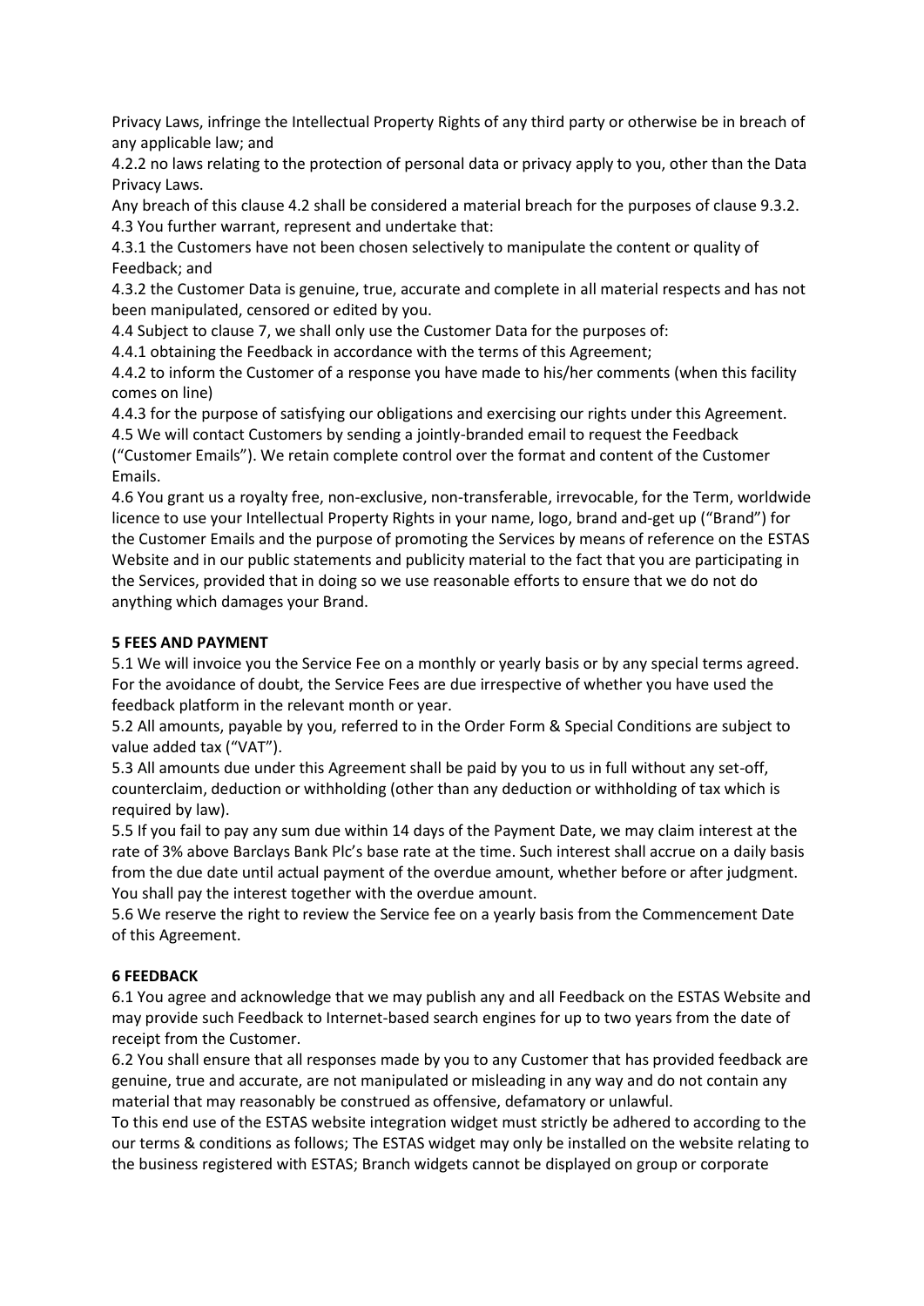Privacy Laws, infringe the Intellectual Property Rights of any third party or otherwise be in breach of any applicable law; and

4.2.2 no laws relating to the protection of personal data or privacy apply to you, other than the Data Privacy Laws.

Any breach of this clause 4.2 shall be considered a material breach for the purposes of clause 9.3.2.

4.3 You further warrant, represent and undertake that:

4.3.1 the Customers have not been chosen selectively to manipulate the content or quality of Feedback; and

4.3.2 the Customer Data is genuine, true, accurate and complete in all material respects and has not been manipulated, censored or edited by you.

4.4 Subject to clause 7, we shall only use the Customer Data for the purposes of:

4.4.1 obtaining the Feedback in accordance with the terms of this Agreement;

4.4.2 to inform the Customer of a response you have made to his/her comments (when this facility comes on line)

4.4.3 for the purpose of satisfying our obligations and exercising our rights under this Agreement.

4.5 We will contact Customers by sending a jointly-branded email to request the Feedback ("Customer Emails"). We retain complete control over the format and content of the Customer Emails.

4.6 You grant us a royalty free, non-exclusive, non-transferable, irrevocable, for the Term, worldwide licence to use your Intellectual Property Rights in your name, logo, brand and-get up ("Brand") for the Customer Emails and the purpose of promoting the Services by means of reference on the ESTAS Website and in our public statements and publicity material to the fact that you are participating in the Services, provided that in doing so we use reasonable efforts to ensure that we do not do anything which damages your Brand.

**5 FEES AND PAYMENT**

5.1 We will invoice you the Service Fee on a monthly or yearly basis or by any special terms agreed. For the avoidance of doubt, the Service Fees are due irrespective of whether you have used the feedback platform in the relevant month or year.

5.2 All amounts, payable by you, referred to in the Order Form & Special Conditions are subject to value added tax ("VAT").

5.3 All amounts due under this Agreement shall be paid by you to us in full without any set-off, counterclaim, deduction or withholding (other than any deduction or withholding of tax which is required by law).

5.5 If you fail to pay any sum due within 14 days of the Payment Date, we may claim interest at the rate of 3% above Barclays Bank Plc's base rate at the time. Such interest shall accrue on a daily basis from the due date until actual payment of the overdue amount, whether before or after judgment. You shall pay the interest together with the overdue amount.

5.6 We reserve the right to review the Service fee on a yearly basis from the Commencement Date of this Agreement.

**6 FEEDBACK**

6.1 You agree and acknowledge that we may publish any and all Feedback on the ESTAS Website and may provide such Feedback to Internet-based search engines for up to two years from the date of receipt from the Customer.

6.2 You shall ensure that all responses made by you to any Customer that has provided feedback are genuine, true and accurate, are not manipulated or misleading in any way and do not contain any material that may reasonably be construed as offensive, defamatory or unlawful.

To this end use of the ESTAS website integration widget must strictly be adhered to according to the our terms & conditions as follows; The ESTAS widget may only be installed on the website relating to the business registered with ESTAS; Branch widgets cannot be displayed on group or corporate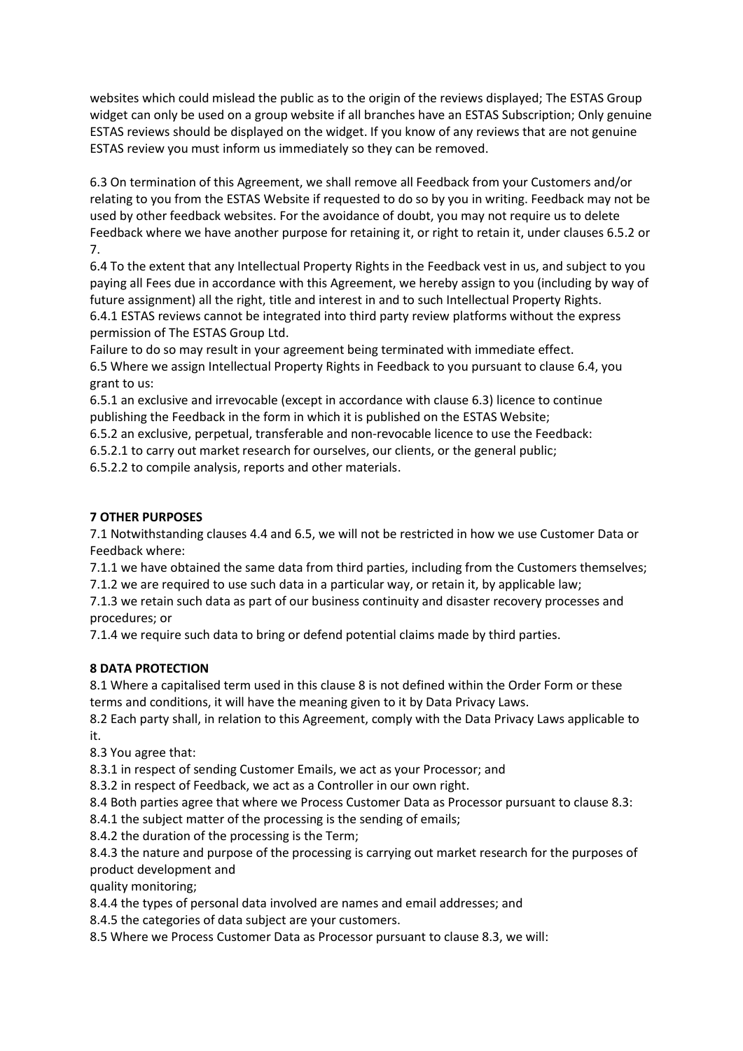websites which could mislead the public as to the origin of the reviews displayed; The ESTAS Group widget can only be used on a group website if all branches have an ESTAS Subscription; Only genuine ESTAS reviews should be displayed on the widget. If you know of any reviews that are not genuine ESTAS review you must inform us immediately so they can be removed.

6.3 On termination of this Agreement, we shall remove all Feedback from your Customers and/or relating to you from the ESTAS Website if requested to do so by you in writing. Feedback may not be used by other feedback websites. For the avoidance of doubt, you may not require us to delete Feedback where we have another purpose for retaining it, or right to retain it, under clauses 6.5.2 or 7.

6.4 To the extent that any Intellectual Property Rights in the Feedback vest in us, and subject to you paying all Fees due in accordance with this Agreement, we hereby assign to you (including by way of future assignment) all the right, title and interest in and to such Intellectual Property Rights.

6.4.1 ESTAS reviews cannot be integrated into third party review platforms without the express permission of The ESTAS Group Ltd.

Failure to do so may result in your agreement being terminated with immediate effect.

6.5 Where we assign Intellectual Property Rights in Feedback to you pursuant to clause 6.4, you grant to us:

6.5.1 an exclusive and irrevocable (except in accordance with clause 6.3) licence to continue publishing the Feedback in the form in which it is published on the ESTAS Website;

6.5.2 an exclusive, perpetual, transferable and non-revocable licence to use the Feedback:

6.5.2.1 to carry out market research for ourselves, our clients, or the general public;

6.5.2.2 to compile analysis, reports and other materials.

**7 OTHER PURPOSES**

7.1 Notwithstanding clauses 4.4 and 6.5, we will not be restricted in how we use Customer Data or Feedback where:

7.1.1 we have obtained the same data from third parties, including from the Customers themselves;

7.1.2 we are required to use such data in a particular way, or retain it, by applicable law;

7.1.3 we retain such data as part of our business continuity and disaster recovery processes and procedures; or

7.1.4 we require such data to bring or defend potential claims made by third parties.

**8 DATA PROTECTION**

8.1 Where a capitalised term used in this clause 8 is not defined within the Order Form or these terms and conditions, it will have the meaning given to it by Data Privacy Laws.

8.2 Each party shall, in relation to this Agreement, comply with the Data Privacy Laws applicable to it.

8.3 You agree that:

8.3.1 in respect of sending Customer Emails, we act as your Processor; and

8.3.2 in respect of Feedback, we act as a Controller in our own right.

8.4 Both parties agree that where we Process Customer Data as Processor pursuant to clause 8.3:

8.4.1 the subject matter of the processing is the sending of emails;

8.4.2 the duration of the processing is the Term;

8.4.3 the nature and purpose of the processing is carrying out market research for the purposes of product development and
quality monitoring;

8.4.4 the types of personal data involved are names and email addresses; and

8.4.5 the categories of data subject are your customers.

8.5 Where we Process Customer Data as Processor pursuant to clause 8.3, we will: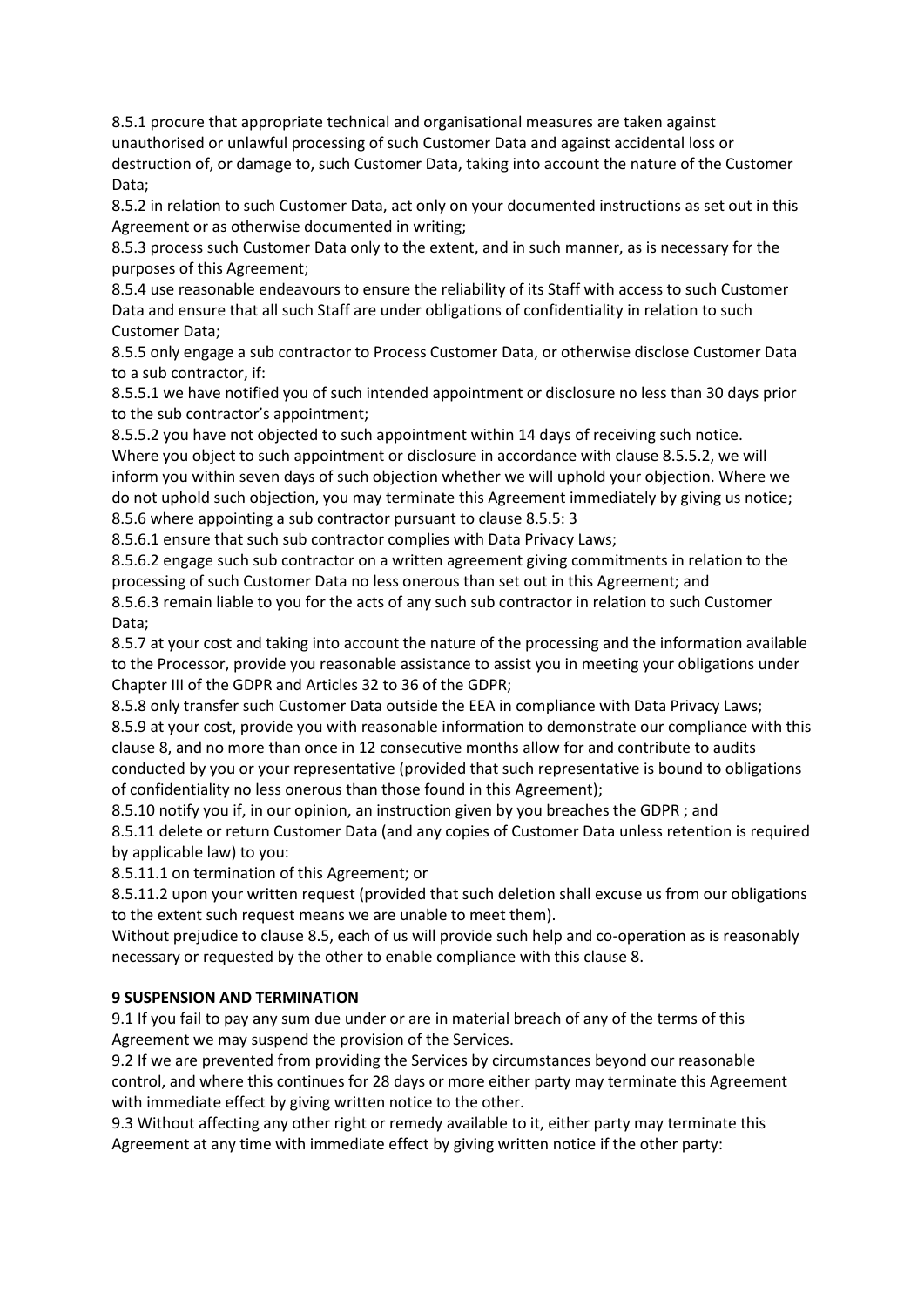8.5.1 procure that appropriate technical and organisational measures are taken against unauthorised or unlawful processing of such Customer Data and against accidental loss or destruction of, or damage to, such Customer Data, taking into account the nature of the Customer Data;

8.5.2 in relation to such Customer Data, act only on your documented instructions as set out in this Agreement or as otherwise documented in writing;

8.5.3 process such Customer Data only to the extent, and in such manner, as is necessary for the purposes of this Agreement;

8.5.4 use reasonable endeavours to ensure the reliability of its Staff with access to such Customer Data and ensure that all such Staff are under obligations of confidentiality in relation to such Customer Data;

8.5.5 only engage a sub contractor to Process Customer Data, or otherwise disclose Customer Data to a sub contractor, if:

8.5.5.1 we have notified you of such intended appointment or disclosure no less than 30 days prior to the sub contractor's appointment;

8.5.5.2 you have not objected to such appointment within 14 days of receiving such notice.

Where you object to such appointment or disclosure in accordance with clause 8.5.5.2, we will inform you within seven days of such objection whether we will uphold your objection. Where we do not uphold such objection, you may terminate this Agreement immediately by giving us notice;

8.5.6 where appointing a sub contractor pursuant to clause 8.5.5: 3

8.5.6.1 ensure that such sub contractor complies with Data Privacy Laws;

8.5.6.2 engage such sub contractor on a written agreement giving commitments in relation to the processing of such Customer Data no less onerous than set out in this Agreement; and

8.5.6.3 remain liable to you for the acts of any such sub contractor in relation to such Customer Data;

8.5.7 at your cost and taking into account the nature of the processing and the information available to the Processor, provide you reasonable assistance to assist you in meeting your obligations under Chapter III of the GDPR and Articles 32 to 36 of the GDPR;

8.5.8 only transfer such Customer Data outside the EEA in compliance with Data Privacy Laws;

8.5.9 at your cost, provide you with reasonable information to demonstrate our compliance with this clause 8, and no more than once in 12 consecutive months allow for and contribute to audits conducted by you or your representative (provided that such representative is bound to obligations of confidentiality no less onerous than those found in this Agreement);

8.5.10 notify you if, in our opinion, an instruction given by you breaches the GDPR ; and

8.5.11 delete or return Customer Data (and any copies of Customer Data unless retention is required by applicable law) to you:

8.5.11.1 on termination of this Agreement; or

8.5.11.2 upon your written request (provided that such deletion shall excuse us from our obligations to the extent such request means we are unable to meet them).

Without prejudice to clause 8.5, each of us will provide such help and co-operation as is reasonably necessary or requested by the other to enable compliance with this clause 8.

**9 SUSPENSION AND TERMINATION**

9.1 If you fail to pay any sum due under or are in material breach of any of the terms of this Agreement we may suspend the provision of the Services.

9.2 If we are prevented from providing the Services by circumstances beyond our reasonable control, and where this continues for 28 days or more either party may terminate this Agreement with immediate effect by giving written notice to the other.

9.3 Without affecting any other right or remedy available to it, either party may terminate this Agreement at any time with immediate effect by giving written notice if the other party: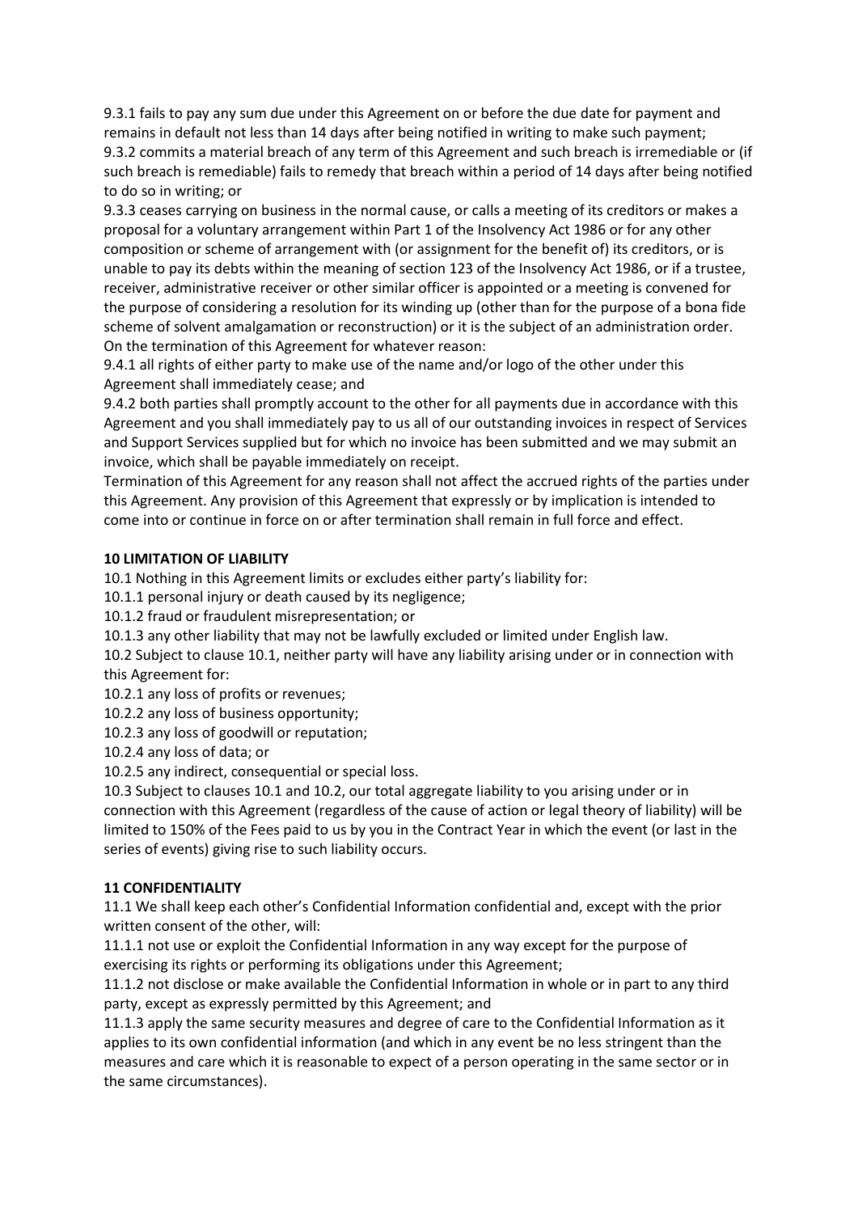9.3.1 fails to pay any sum due under this Agreement on or before the due date for payment and remains in default not less than 14 days after being notified in writing to make such payment;
9.3.2 commits a material breach of any term of this Agreement and such breach is irremediable or (if such breach is remediable) fails to remedy that breach within a period of 14 days after being notified to do so in writing; or
9.3.3 ceases carrying on business in the normal cause, or calls a meeting of its creditors or makes a proposal for a voluntary arrangement within Part 1 of the Insolvency Act 1986 or for any other composition or scheme of arrangement with (or assignment for the benefit of) its creditors, or is unable to pay its debts within the meaning of section 123 of the Insolvency Act 1986, or if a trustee, receiver, administrative receiver or other similar officer is appointed or a meeting is convened for the purpose of considering a resolution for its winding up (other than for the purpose of a bona fide scheme of solvent amalgamation or reconstruction) or it is the subject of an administration order.
On the termination of this Agreement for whatever reason:
9.4.1 all rights of either party to make use of the name and/or logo of the other under this Agreement shall immediately cease; and
9.4.2 both parties shall promptly account to the other for all payments due in accordance with this Agreement and you shall immediately pay to us all of our outstanding invoices in respect of Services and Support Services supplied but for which no invoice has been submitted and we may submit an invoice, which shall be payable immediately on receipt.
Termination of this Agreement for any reason shall not affect the accrued rights of the parties under this Agreement. Any provision of this Agreement that expressly or by implication is intended to come into or continue in force on or after termination shall remain in full force and effect.

**10 LIMITATION OF LIABILITY**

10.1 Nothing in this Agreement limits or excludes either party's liability for:
10.1.1 personal injury or death caused by its negligence;
10.1.2 fraud or fraudulent misrepresentation; or
10.1.3 any other liability that may not be lawfully excluded or limited under English law.
10.2 Subject to clause 10.1, neither party will have any liability arising under or in connection with this Agreement for:
10.2.1 any loss of profits or revenues;
10.2.2 any loss of business opportunity;
10.2.3 any loss of goodwill or reputation;
10.2.4 any loss of data; or
10.2.5 any indirect, consequential or special loss.
10.3 Subject to clauses 10.1 and 10.2, our total aggregate liability to you arising under or in connection with this Agreement (regardless of the cause of action or legal theory of liability) will be limited to 150% of the Fees paid to us by you in the Contract Year in which the event (or last in the series of events) giving rise to such liability occurs.

**11 CONFIDENTIALITY**

11.1 We shall keep each other's Confidential Information confidential and, except with the prior written consent of the other, will:
11.1.1 not use or exploit the Confidential Information in any way except for the purpose of exercising its rights or performing its obligations under this Agreement;
11.1.2 not disclose or make available the Confidential Information in whole or in part to any third party, except as expressly permitted by this Agreement; and
11.1.3 apply the same security measures and degree of care to the Confidential Information as it applies to its own confidential information (and which in any event be no less stringent than the measures and care which it is reasonable to expect of a person operating in the same sector or in the same circumstances).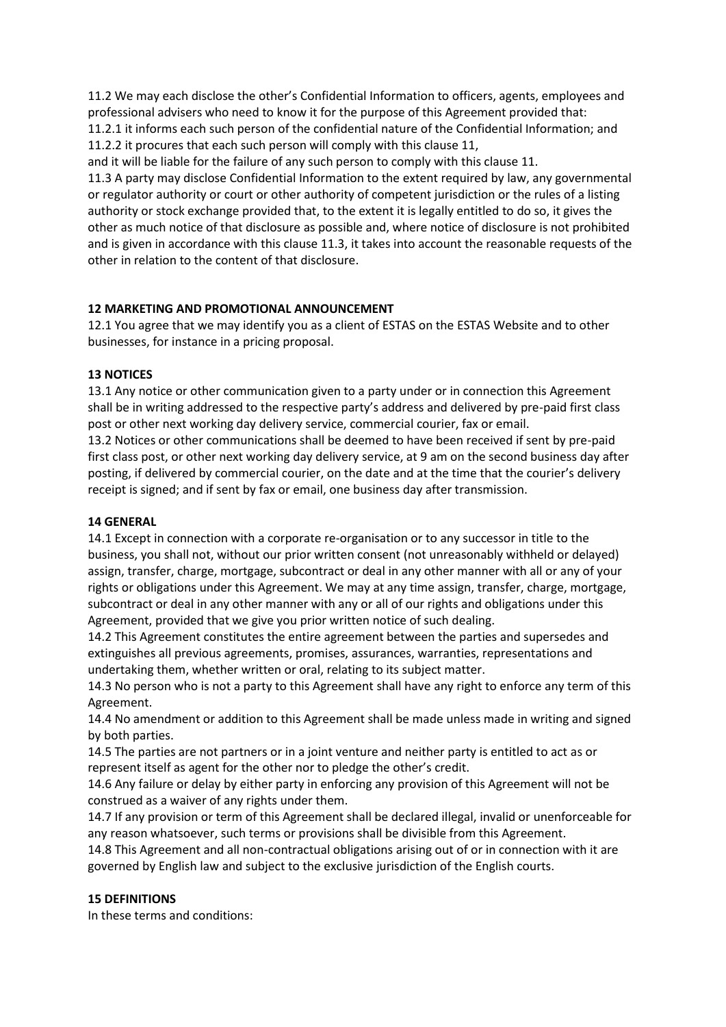11.2 We may each disclose the other's Confidential Information to officers, agents, employees and professional advisers who need to know it for the purpose of this Agreement provided that:
11.2.1 it informs each such person of the confidential nature of the Confidential Information; and
11.2.2 it procures that each such person will comply with this clause 11,
and it will be liable for the failure of any such person to comply with this clause 11.
11.3 A party may disclose Confidential Information to the extent required by law, any governmental or regulator authority or court or other authority of competent jurisdiction or the rules of a listing authority or stock exchange provided that, to the extent it is legally entitled to do so, it gives the other as much notice of that disclosure as possible and, where notice of disclosure is not prohibited and is given in accordance with this clause 11.3, it takes into account the reasonable requests of the other in relation to the content of that disclosure.

**12 MARKETING AND PROMOTIONAL ANNOUNCEMENT**

12.1 You agree that we may identify you as a client of ESTAS on the ESTAS Website and to other businesses, for instance in a pricing proposal.

**13 NOTICES**

13.1 Any notice or other communication given to a party under or in connection this Agreement shall be in writing addressed to the respective party's address and delivered by pre-paid first class post or other next working day delivery service, commercial courier, fax or email.
13.2 Notices or other communications shall be deemed to have been received if sent by pre-paid first class post, or other next working day delivery service, at 9 am on the second business day after posting, if delivered by commercial courier, on the date and at the time that the courier's delivery receipt is signed; and if sent by fax or email, one business day after transmission.

**14 GENERAL**

14.1 Except in connection with a corporate re-organisation or to any successor in title to the business, you shall not, without our prior written consent (not unreasonably withheld or delayed) assign, transfer, charge, mortgage, subcontract or deal in any other manner with all or any of your rights or obligations under this Agreement. We may at any time assign, transfer, charge, mortgage, subcontract or deal in any other manner with any or all of our rights and obligations under this Agreement, provided that we give you prior written notice of such dealing.
14.2 This Agreement constitutes the entire agreement between the parties and supersedes and extinguishes all previous agreements, promises, assurances, warranties, representations and undertaking them, whether written or oral, relating to its subject matter.
14.3 No person who is not a party to this Agreement shall have any right to enforce any term of this Agreement.
14.4 No amendment or addition to this Agreement shall be made unless made in writing and signed by both parties.
14.5 The parties are not partners or in a joint venture and neither party is entitled to act as or represent itself as agent for the other nor to pledge the other's credit.
14.6 Any failure or delay by either party in enforcing any provision of this Agreement will not be construed as a waiver of any rights under them.
14.7 If any provision or term of this Agreement shall be declared illegal, invalid or unenforceable for any reason whatsoever, such terms or provisions shall be divisible from this Agreement.
14.8 This Agreement and all non-contractual obligations arising out of or in connection with it are governed by English law and subject to the exclusive jurisdiction of the English courts.

**15 DEFINITIONS**

In these terms and conditions: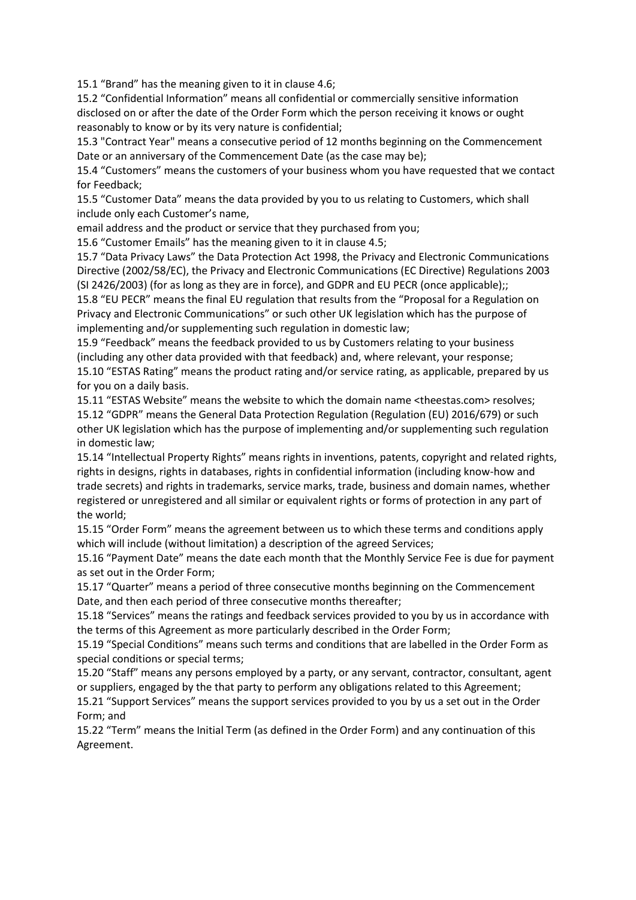15.1 “Brand” has the meaning given to it in clause 4.6;

15.2 “Confidential Information” means all confidential or commercially sensitive information disclosed on or after the date of the Order Form which the person receiving it knows or ought reasonably to know or by its very nature is confidential;

15.3 "Contract Year" means a consecutive period of 12 months beginning on the Commencement Date or an anniversary of the Commencement Date (as the case may be);

15.4 “Customers” means the customers of your business whom you have requested that we contact for Feedback;

15.5 “Customer Data” means the data provided by you to us relating to Customers, which shall include only each Customer’s name,
email address and the product or service that they purchased from you;

15.6 “Customer Emails” has the meaning given to it in clause 4.5;

15.7 “Data Privacy Laws” the Data Protection Act 1998, the Privacy and Electronic Communications Directive (2002/58/EC), the Privacy and Electronic Communications (EC Directive) Regulations 2003 (SI 2426/2003) (for as long as they are in force), and GDPR and EU PECR (once applicable);;

15.8 “EU PECR” means the final EU regulation that results from the “Proposal for a Regulation on Privacy and Electronic Communications” or such other UK legislation which has the purpose of implementing and/or supplementing such regulation in domestic law;

15.9 “Feedback” means the feedback provided to us by Customers relating to your business (including any other data provided with that feedback) and, where relevant, your response;

15.10 “ESTAS Rating” means the product rating and/or service rating, as applicable, prepared by us for you on a daily basis.

15.11 “ESTAS Website” means the website to which the domain name <theestas.com> resolves;

15.12 “GDPR” means the General Data Protection Regulation (Regulation (EU) 2016/679) or such other UK legislation which has the purpose of implementing and/or supplementing such regulation in domestic law;

15.14 “Intellectual Property Rights” means rights in inventions, patents, copyright and related rights, rights in designs, rights in databases, rights in confidential information (including know-how and trade secrets) and rights in trademarks, service marks, trade, business and domain names, whether registered or unregistered and all similar or equivalent rights or forms of protection in any part of the world;

15.15 “Order Form” means the agreement between us to which these terms and conditions apply which will include (without limitation) a description of the agreed Services;

15.16 “Payment Date” means the date each month that the Monthly Service Fee is due for payment as set out in the Order Form;

15.17 “Quarter” means a period of three consecutive months beginning on the Commencement Date, and then each period of three consecutive months thereafter;

15.18 “Services” means the ratings and feedback services provided to you by us in accordance with the terms of this Agreement as more particularly described in the Order Form;

15.19 “Special Conditions” means such terms and conditions that are labelled in the Order Form as special conditions or special terms;

15.20 “Staff” means any persons employed by a party, or any servant, contractor, consultant, agent or suppliers, engaged by the that party to perform any obligations related to this Agreement;

15.21 “Support Services” means the support services provided to you by us a set out in the Order Form; and

15.22 “Term” means the Initial Term (as defined in the Order Form) and any continuation of this Agreement.